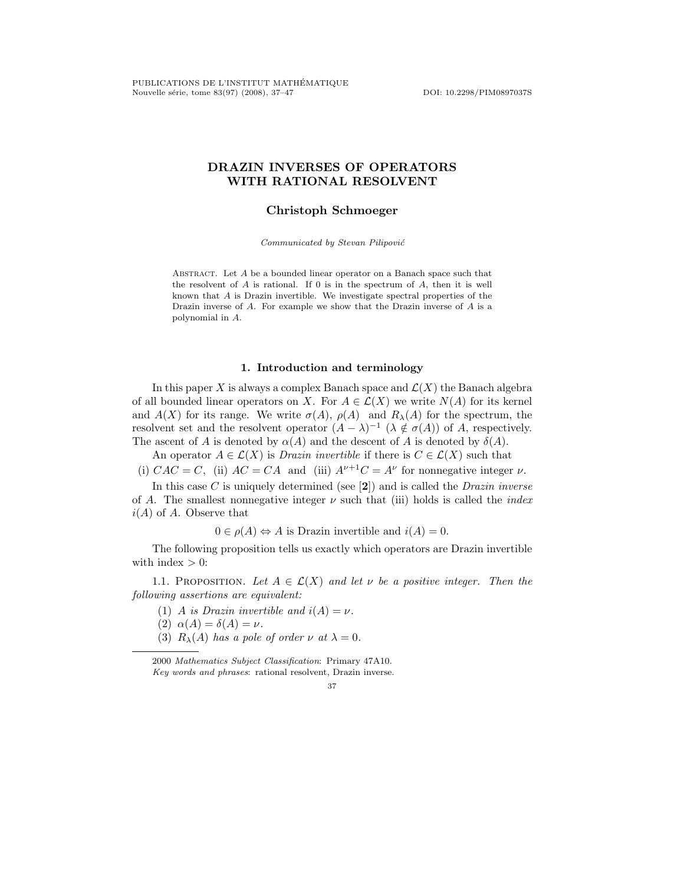# DRAZIN INVERSES OF OPERATORS WITH RATIONAL RESOLVENT

**Christoph Schmoeger**

*Communicated by Stevan Pilipović*

Abstract. Let $A$ be a bounded linear operator on a Banach space such that the resolvent of $A$ is rational. If 0 is in the spectrum of $A$, then it is well known that $A$ is Drazin invertible. We investigate spectral properties of the Drazin inverse of $A$. For example we show that the Drazin inverse of $A$ is a polynomial in $A$.

## 1. Introduction and terminology

In this paper $X$ is always a complex Banach space and $\mathcal{L}(X)$ the Banach algebra of all bounded linear operators on $X$. For $A \in \mathcal{L}(X)$ we write $N(A)$ for its kernel and $A(X)$ for its range. We write $\sigma(A)$, $\rho(A)$ and $R_\lambda(A)$ for the spectrum, the resolvent set and the resolvent operator $(A-\lambda)^{-1}$ $(\lambda \notin \sigma(A))$ of $A$, respectively. The ascent of $A$ is denoted by $\alpha(A)$ and the descent of $A$ is denoted by $\delta(A)$.

An operator $A \in \mathcal{L}(X)$ is *Drazin invertible* if there is $C \in \mathcal{L}(X)$ such that

(i) $CAC = C$, (ii) $AC = CA$ and (iii) $A^{\nu+1}C = A^\nu$ for nonnegative integer $\nu$.

In this case $C$ is uniquely determined (see [**2**]) and is called the *Drazin inverse* of $A$. The smallest nonnegative integer $\nu$ such that (iii) holds is called the *index* $i(A)$ of $A$. Observe that

$$0 \in \rho(A) \Leftrightarrow A \text{ is Drazin invertible and } i(A) = 0.$$

The following proposition tells us exactly which operators are Drazin invertible with index $> 0$:

1.1. Proposition. *Let $A \in \mathcal{L}(X)$ and let $\nu$ be a positive integer. Then the following assertions are equivalent:*

1. *$A$ is Drazin invertible and $i(A) = \nu$.*
2. *$\alpha(A) = \delta(A) = \nu$.*
3. *$R_\lambda(A)$ has a pole of order $\nu$ at $\lambda = 0$.*

2000 *Mathematics Subject Classification*: Primary 47A10.

*Key words and phrases*: rational resolvent, Drazin inverse.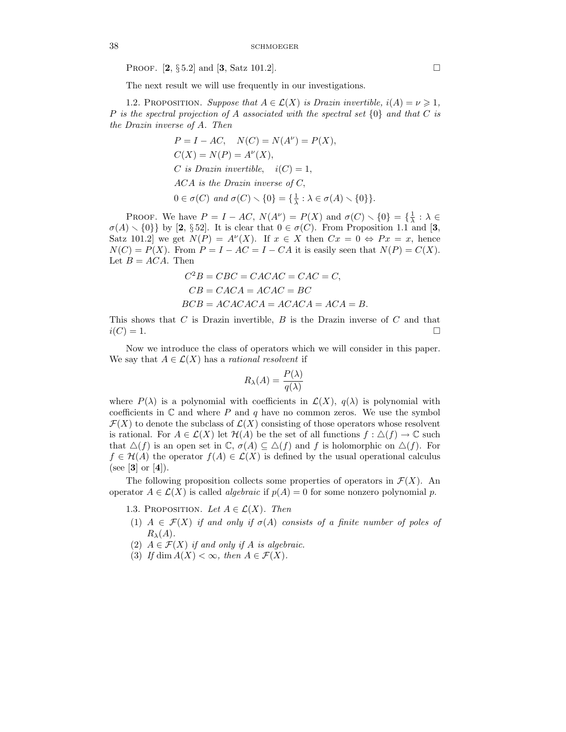PROOF. [**2**, § 5.2] and [**3**, Satz 101.2]. □

The next result we will use frequently in our investigations.

1.2. PROPOSITION. *Suppose that $A \in \mathcal{L}(X)$ is Drazin invertible, $i(A) = \nu \geqslant 1$, $P$ is the spectral projection of $A$ associated with the spectral set $\{0\}$ and that $C$ is the Drazin inverse of $A$. Then*

$$
\begin{aligned}
&P = I - AC, \quad N(C) = N(A^\nu) = P(X),\\
&C(X) = N(P) = A^\nu(X),\\
&C \text{ is Drazin invertible}, \quad i(C) = 1,\\
&ACA \text{ is the Drazin inverse of } C,\\
&0 \in \sigma(C) \text{ and } \sigma(C) \setminus \{0\} = \{\tfrac{1}{\lambda} : \lambda \in \sigma(A) \setminus \{0\}\}.
\end{aligned}
$$

PROOF. We have $P = I - AC$, $N(A^\nu) = P(X)$ and $\sigma(C) \setminus \{0\} = \{\frac{1}{\lambda} : \lambda \in \sigma(A) \setminus \{0\}\}$ by [**2**, § 52]. It is clear that $0 \in \sigma(C)$. From Proposition 1.1 and [**3**, Satz 101.2] we get $N(P) = A^\nu(X)$. If $x \in X$ then $Cx = 0 \Leftrightarrow Px = x$, hence $N(C) = P(X)$. From $P = I - AC = I - CA$ it is easily seen that $N(P) = C(X)$. Let $B = ACA$. Then

$$
\begin{aligned}
C^2B &= CBC = CACAC = CAC = C,\\
CB &= CACA = ACAC = BC\\
BCB &= ACACACA = ACACA = ACA = B.
\end{aligned}
$$

This shows that $C$ is Drazin invertible, $B$ is the Drazin inverse of $C$ and that $i(C) = 1$. □

Now we introduce the class of operators which we will consider in this paper. We say that $A \in \mathcal{L}(X)$ has a *rational resolvent* if

$$
R_\lambda(A) = \frac{P(\lambda)}{q(\lambda)}
$$

where $P(\lambda)$ is a polynomial with coefficients in $\mathcal{L}(X)$, $q(\lambda)$ is polynomial with coefficients in $\mathbb{C}$ and where $P$ and $q$ have no common zeros. We use the symbol $\mathcal{F}(X)$ to denote the subclass of $\mathcal{L}(X)$ consisting of those operators whose resolvent is rational. For $A \in \mathcal{L}(X)$ let $\mathcal{H}(A)$ be the set of all functions $f : \triangle(f) \to \mathbb{C}$ such that $\triangle(f)$ is an open set in $\mathbb{C}$, $\sigma(A) \subseteq \triangle(f)$ and $f$ is holomorphic on $\triangle(f)$. For $f \in \mathcal{H}(A)$ the operator $f(A) \in \mathcal{L}(X)$ is defined by the usual operational calculus (see [**3**] or [**4**]).

The following proposition collects some properties of operators in $\mathcal{F}(X)$. An operator $A \in \mathcal{L}(X)$ is called *algebraic* if $p(A) = 0$ for some nonzero polynomial $p$.

1.3. PROPOSITION. *Let $A \in \mathcal{L}(X)$. Then*

1. *$A \in \mathcal{F}(X)$ if and only if $\sigma(A)$ consists of a finite number of poles of $R_\lambda(A)$.*
2. *$A \in \mathcal{F}(X)$ if and only if $A$ is algebraic.*
3. *If $\dim A(X) < \infty$, then $A \in \mathcal{F}(X)$.*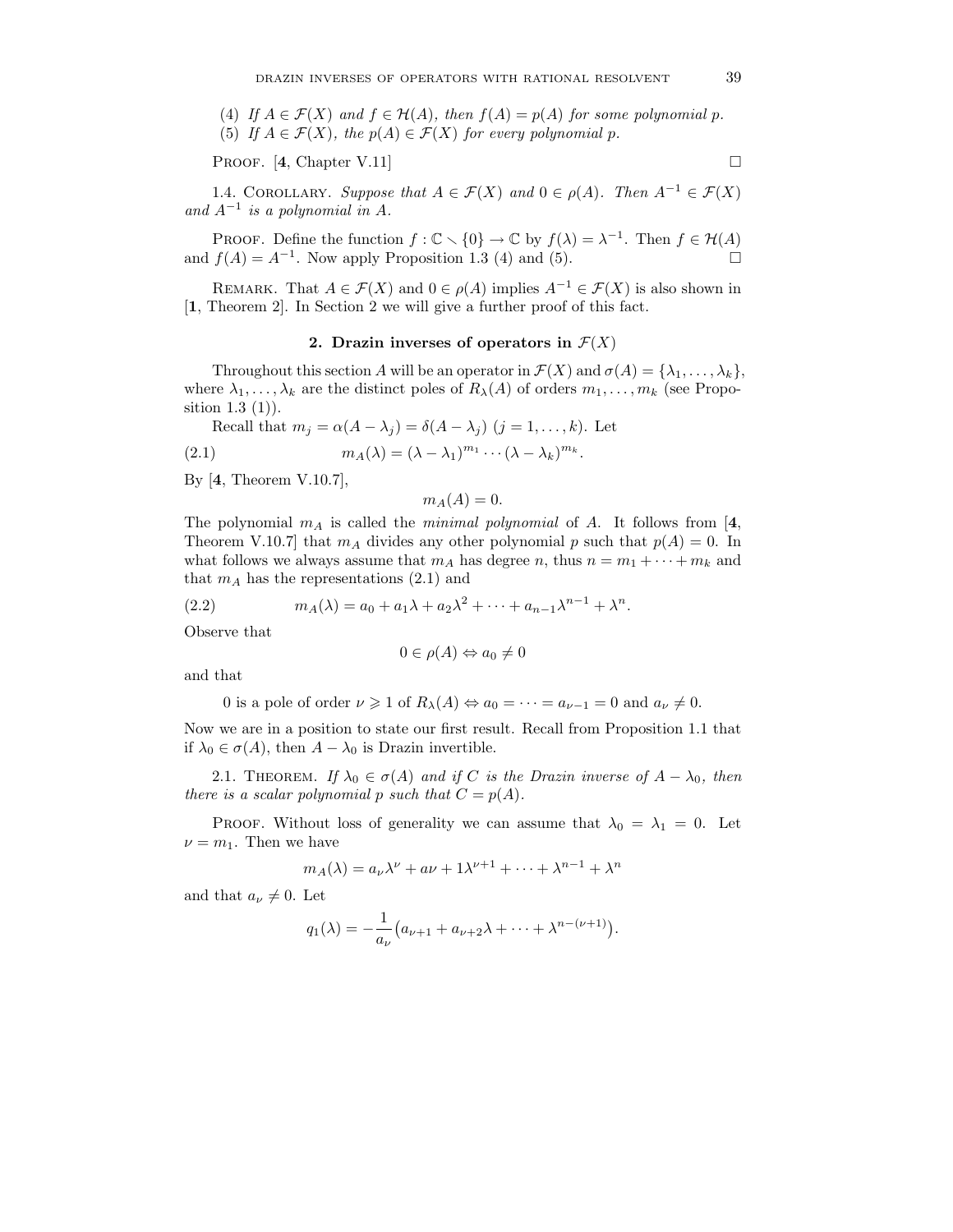(4) *If $A \in \mathcal{F}(X)$ and $f \in \mathcal{H}(A)$, then $f(A) = p(A)$ for some polynomial $p$.*
(5) *If $A \in \mathcal{F}(X)$, the $p(A) \in \mathcal{F}(X)$ for every polynomial $p$.*

Proof. [**4**, Chapter V.11] $\square$

1.4. Corollary. *Suppose that $A \in \mathcal{F}(X)$ and $0 \in \rho(A)$. Then $A^{-1} \in \mathcal{F}(X)$ and $A^{-1}$ is a polynomial in $A$.*

Proof. Define the function $f : \mathbb{C} \setminus \{0\} \to \mathbb{C}$ by $f(\lambda) = \lambda^{-1}$. Then $f \in \mathcal{H}(A)$ and $f(A) = A^{-1}$. Now apply Proposition 1.3 (4) and (5). $\square$

Remark. That $A \in \mathcal{F}(X)$ and $0 \in \rho(A)$ implies $A^{-1} \in \mathcal{F}(X)$ is also shown in [**1**, Theorem 2]. In Section 2 we will give a further proof of this fact.

## 2. Drazin inverses of operators in $\mathcal{F}(X)$

Throughout this section $A$ will be an operator in $\mathcal{F}(X)$ and $\sigma(A) = \{\lambda_1, \dots, \lambda_k\}$, where $\lambda_1, \dots, \lambda_k$ are the distinct poles of $R_\lambda(A)$ of orders $m_1, \dots, m_k$ (see Proposition 1.3 (1)).

Recall that $m_j = \alpha(A - \lambda_j) = \delta(A - \lambda_j)$ $(j = 1, \dots, k)$. Let

$$m_A(\lambda) = (\lambda - \lambda_1)^{m_1} \cdots (\lambda - \lambda_k)^{m_k}. \tag{2.1}$$

By [**4**, Theorem V.10.7],

$$m_A(A) = 0.$$

The polynomial $m_A$ is called the *minimal polynomial* of $A$. It follows from [**4**, Theorem V.10.7] that $m_A$ divides any other polynomial $p$ such that $p(A) = 0$. In what follows we always assume that $m_A$ has degree $n$, thus $n = m_1 + \dots + m_k$ and that $m_A$ has the representations (2.1) and

$$m_A(\lambda) = a_0 + a_1\lambda + a_2\lambda^2 + \dots + a_{n-1}\lambda^{n-1} + \lambda^n. \tag{2.2}$$

Observe that

$$0 \in \rho(A) \Leftrightarrow a_0 \neq 0$$

and that

$$0 \text{ is a pole of order } \nu \geqslant 1 \text{ of } R_\lambda(A) \Leftrightarrow a_0 = \dots = a_{\nu-1} = 0 \text{ and } a_\nu \neq 0.$$

Now we are in a position to state our first result. Recall from Proposition 1.1 that if $\lambda_0 \in \sigma(A)$, then $A - \lambda_0$ is Drazin invertible.

2.1. Theorem. *If $\lambda_0 \in \sigma(A)$ and if $C$ is the Drazin inverse of $A - \lambda_0$, then there is a scalar polynomial $p$ such that $C = p(A)$.*

Proof. Without loss of generality we can assume that $\lambda_0 = \lambda_1 = 0$. Let $\nu = m_1$. Then we have

$$m_A(\lambda) = a_\nu\lambda^\nu + a\nu + 1\lambda^{\nu+1} + \dots + \lambda^{n-1} + \lambda^n$$

and that $a_\nu \neq 0$. Let

$$q_1(\lambda) = -\frac{1}{a_\nu}\big(a_{\nu+1} + a_{\nu+2}\lambda + \dots + \lambda^{n-(\nu+1)}\big).$$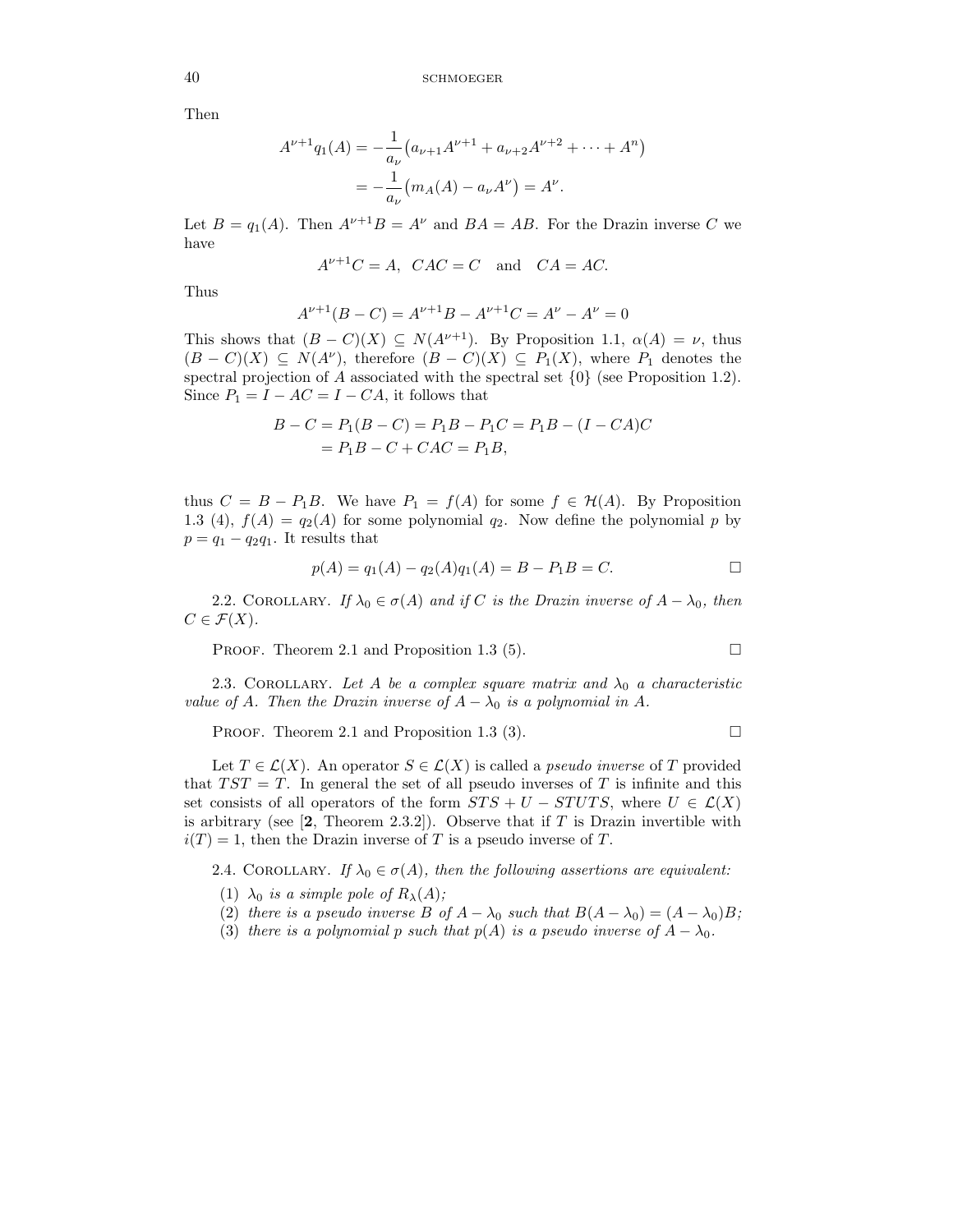Then

$$\begin{aligned} A^{\nu+1}q_1(A) &= -\frac{1}{a_\nu}\big(a_{\nu+1}A^{\nu+1} + a_{\nu+2}A^{\nu+2} + \cdots + A^n\big) \\ &= -\frac{1}{a_\nu}\big(m_A(A) - a_\nu A^\nu\big) = A^\nu. \end{aligned}$$

Let $B = q_1(A)$. Then $A^{\nu+1}B = A^\nu$ and $BA = AB$. For the Drazin inverse $C$ we have

$$A^{\nu+1}C = A, \quad CAC = C \quad \text{and} \quad CA = AC.$$

Thus

$$A^{\nu+1}(B - C) = A^{\nu+1}B - A^{\nu+1}C = A^\nu - A^\nu = 0$$

This shows that $(B - C)(X) \subseteq N(A^{\nu+1})$. By Proposition 1.1, $\alpha(A) = \nu$, thus $(B - C)(X) \subseteq N(A^\nu)$, therefore $(B - C)(X) \subseteq P_1(X)$, where $P_1$ denotes the spectral projection of $A$ associated with the spectral set $\{0\}$ (see Proposition 1.2). Since $P_1 = I - AC = I - CA$, it follows that

$$\begin{aligned} B - C &= P_1(B - C) = P_1B - P_1C = P_1B - (I - CA)C \\ &= P_1B - C + CAC = P_1B, \end{aligned}$$

thus $C = B - P_1B$. We have $P_1 = f(A)$ for some $f \in \mathcal{H}(A)$. By Proposition 1.3 (4), $f(A) = q_2(A)$ for some polynomial $q_2$. Now define the polynomial $p$ by $p = q_1 - q_2q_1$. It results that

$$p(A) = q_1(A) - q_2(A)q_1(A) = B - P_1B = C. \qquad \square$$

2.2. Corollary. *If $\lambda_0 \in \sigma(A)$ and if $C$ is the Drazin inverse of $A - \lambda_0$, then $C \in \mathcal{F}(X)$.*

Proof. Theorem 2.1 and Proposition 1.3 (5). $\square$

2.3. Corollary. *Let $A$ be a complex square matrix and $\lambda_0$ a characteristic value of $A$. Then the Drazin inverse of $A - \lambda_0$ is a polynomial in $A$.*

Proof. Theorem 2.1 and Proposition 1.3 (3). $\square$

Let $T \in \mathcal{L}(X)$. An operator $S \in \mathcal{L}(X)$ is called a *pseudo inverse* of $T$ provided that $TST = T$. In general the set of all pseudo inverses of $T$ is infinite and this set consists of all operators of the form $STS + U - STUTS$, where $U \in \mathcal{L}(X)$ is arbitrary (see [**2**, Theorem 2.3.2]). Observe that if $T$ is Drazin invertible with $i(T) = 1$, then the Drazin inverse of $T$ is a pseudo inverse of $T$.

2.4. Corollary. *If $\lambda_0 \in \sigma(A)$, then the following assertions are equivalent:*

(1) *$\lambda_0$ is a simple pole of $R_\lambda(A)$;*
(2) *there is a pseudo inverse $B$ of $A - \lambda_0$ such that $B(A - \lambda_0) = (A - \lambda_0)B$;*
(3) *there is a polynomial $p$ such that $p(A)$ is a pseudo inverse of $A - \lambda_0$.*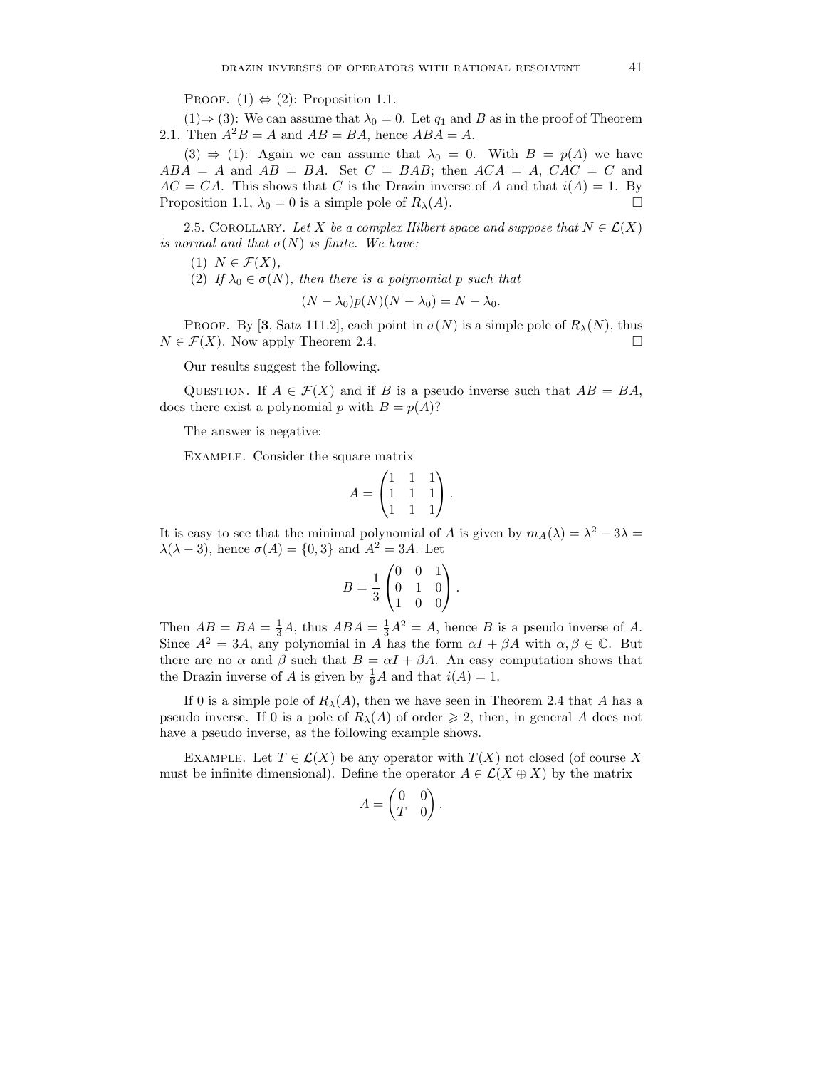PROOF. (1) $\Leftrightarrow$ (2): Proposition 1.1.

(1)$\Rightarrow$ (3): We can assume that $\lambda_0 = 0$. Let $q_1$ and $B$ as in the proof of Theorem 2.1. Then $A^2B = A$ and $AB = BA$, hence $ABA = A$.

(3) $\Rightarrow$ (1): Again we can assume that $\lambda_0 = 0$. With $B = p(A)$ we have $ABA = A$ and $AB = BA$. Set $C = BAB$; then $ACA = A$, $CAC = C$ and $AC = CA$. This shows that $C$ is the Drazin inverse of $A$ and that $i(A) = 1$. By Proposition 1.1, $\lambda_0 = 0$ is a simple pole of $R_\lambda(A)$. □

2.5. COROLLARY. *Let $X$ be a complex Hilbert space and suppose that $N \in \mathcal{L}(X)$ is normal and that $\sigma(N)$ is finite. We have:*

(1) $N \in \mathcal{F}(X)$,

(2) *If $\lambda_0 \in \sigma(N)$, then there is a polynomial $p$ such that*

$$(N - \lambda_0)p(N)(N - \lambda_0) = N - \lambda_0.$$

PROOF. By [**3**, Satz 111.2], each point in $\sigma(N)$ is a simple pole of $R_\lambda(N)$, thus $N \in \mathcal{F}(X)$. Now apply Theorem 2.4. □

Our results suggest the following.

QUESTION. If $A \in \mathcal{F}(X)$ and if $B$ is a pseudo inverse such that $AB = BA$, does there exist a polynomial $p$ with $B = p(A)$?

The answer is negative:

EXAMPLE. Consider the square matrix

$$A = \begin{pmatrix} 1 & 1 & 1 \\ 1 & 1 & 1 \\ 1 & 1 & 1 \end{pmatrix}.$$

It is easy to see that the minimal polynomial of $A$ is given by $m_A(\lambda) = \lambda^2 - 3\lambda = \lambda(\lambda - 3)$, hence $\sigma(A) = \{0, 3\}$ and $A^2 = 3A$. Let

$$B = \frac{1}{3}\begin{pmatrix} 0 & 0 & 1 \\ 0 & 1 & 0 \\ 1 & 0 & 0 \end{pmatrix}.$$

Then $AB = BA = \frac{1}{3}A$, thus $ABA = \frac{1}{3}A^2 = A$, hence $B$ is a pseudo inverse of $A$. Since $A^2 = 3A$, any polynomial in $A$ has the form $\alpha I + \beta A$ with $\alpha, \beta \in \mathbb{C}$. But there are no $\alpha$ and $\beta$ such that $B = \alpha I + \beta A$. An easy computation shows that the Drazin inverse of $A$ is given by $\frac{1}{9}A$ and that $i(A) = 1$.

If 0 is a simple pole of $R_\lambda(A)$, then we have seen in Theorem 2.4 that $A$ has a pseudo inverse. If 0 is a pole of $R_\lambda(A)$ of order $\geqslant 2$, then, in general $A$ does not have a pseudo inverse, as the following example shows.

EXAMPLE. Let $T \in \mathcal{L}(X)$ be any operator with $T(X)$ not closed (of course $X$ must be infinite dimensional). Define the operator $A \in \mathcal{L}(X \oplus X)$ by the matrix

$$A = \begin{pmatrix} 0 & 0 \\ T & 0 \end{pmatrix}.$$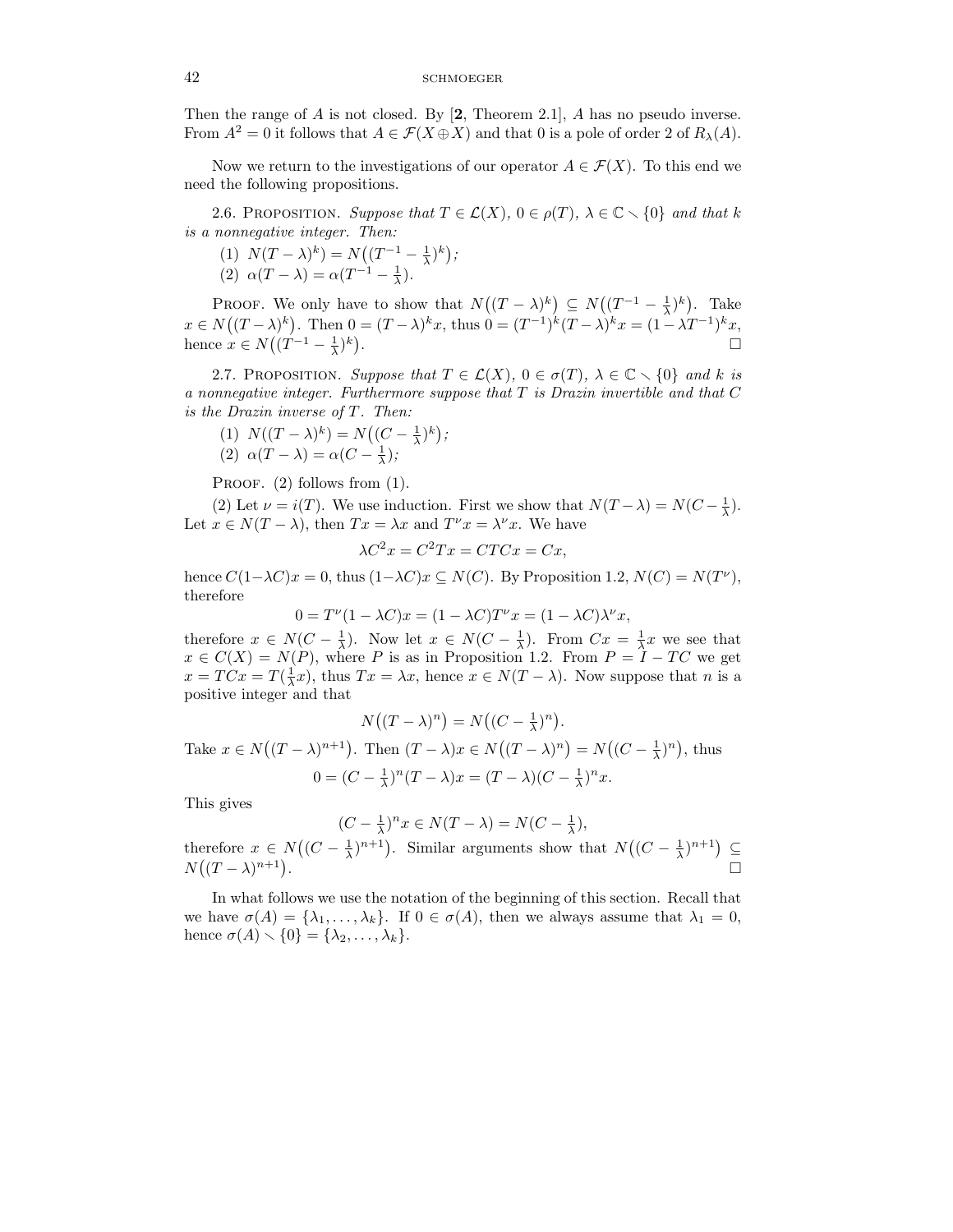Then the range of $A$ is not closed. By [**2**, Theorem 2.1], $A$ has no pseudo inverse. From $A^2 = 0$ it follows that $A \in \mathcal{F}(X \oplus X)$ and that 0 is a pole of order 2 of $R_\lambda(A)$.

Now we return to the investigations of our operator $A \in \mathcal{F}(X)$. To this end we need the following propositions.

2.6. Proposition. *Suppose that $T \in \mathcal{L}(X)$, $0 \in \rho(T)$, $\lambda \in \mathbb{C} \setminus \{0\}$ and that $k$ is a nonnegative integer. Then:*

(1) $N\big((T - \lambda)^k\big) = N\big((T^{-1} - \frac{1}{\lambda})^k\big)$;

(2) $\alpha(T - \lambda) = \alpha(T^{-1} - \frac{1}{\lambda})$.

Proof. We only have to show that $N\big((T - \lambda)^k\big) \subseteq N\big((T^{-1} - \frac{1}{\lambda})^k\big)$. Take $x \in N\big((T - \lambda)^k\big)$. Then $0 = (T - \lambda)^k x$, thus $0 = (T^{-1})^k (T - \lambda)^k x = (1 - \lambda T^{-1})^k x$, hence $x \in N\big((T^{-1} - \frac{1}{\lambda})^k\big)$. $\square$

2.7. Proposition. *Suppose that $T \in \mathcal{L}(X)$, $0 \in \sigma(T)$, $\lambda \in \mathbb{C} \setminus \{0\}$ and $k$ is a nonnegative integer. Furthermore suppose that $T$ is Drazin invertible and that $C$ is the Drazin inverse of $T$. Then:*

(1) $N((T - \lambda)^k) = N\big((C - \frac{1}{\lambda})^k\big)$;

(2) $\alpha(T - \lambda) = \alpha(C - \frac{1}{\lambda})$;

Proof. (2) follows from (1).

(2) Let $\nu = i(T)$. We use induction. First we show that $N(T - \lambda) = N(C - \frac{1}{\lambda})$. Let $x \in N(T - \lambda)$, then $Tx = \lambda x$ and $T^\nu x = \lambda^\nu x$. We have

$$\lambda C^2 x = C^2 T x = CTCx = Cx,$$

hence $C(1 - \lambda C)x = 0$, thus $(1 - \lambda C)x \subseteq N(C)$. By Proposition 1.2, $N(C) = N(T^\nu)$, therefore

$$0 = T^\nu (1 - \lambda C)x = (1 - \lambda C)T^\nu x = (1 - \lambda C)\lambda^\nu x,$$

therefore $x \in N(C - \frac{1}{\lambda})$. Now let $x \in N(C - \frac{1}{\lambda})$. From $Cx = \frac{1}{\lambda}x$ we see that $x \in C(X) = N(P)$, where $P$ is as in Proposition 1.2. From $P = I - TC$ we get $x = TCx = T(\frac{1}{\lambda}x)$, thus $Tx = \lambda x$, hence $x \in N(T - \lambda)$. Now suppose that $n$ is a positive integer and that

$$N\big((T - \lambda)^n\big) = N\big((C - \tfrac{1}{\lambda})^n\big).$$

Take $x \in N\big((T - \lambda)^{n+1}\big)$. Then $(T - \lambda)x \in N\big((T - \lambda)^n\big) = N\big((C - \frac{1}{\lambda})^n\big)$, thus

$$0 = (C - \tfrac{1}{\lambda})^n (T - \lambda)x = (T - \lambda)(C - \tfrac{1}{\lambda})^n x.$$

This gives

$$(C - \tfrac{1}{\lambda})^n x \in N(T - \lambda) = N(C - \tfrac{1}{\lambda}),$$

therefore $x \in N\big((C - \frac{1}{\lambda})^{n+1}\big)$. Similar arguments show that $N\big((C - \frac{1}{\lambda})^{n+1}\big) \subseteq N\big((T - \lambda)^{n+1}\big)$. $\square$

In what follows we use the notation of the beginning of this section. Recall that we have $\sigma(A) = \{\lambda_1, \dots, \lambda_k\}$. If $0 \in \sigma(A)$, then we always assume that $\lambda_1 = 0$, hence $\sigma(A) \setminus \{0\} = \{\lambda_2, \dots, \lambda_k\}$.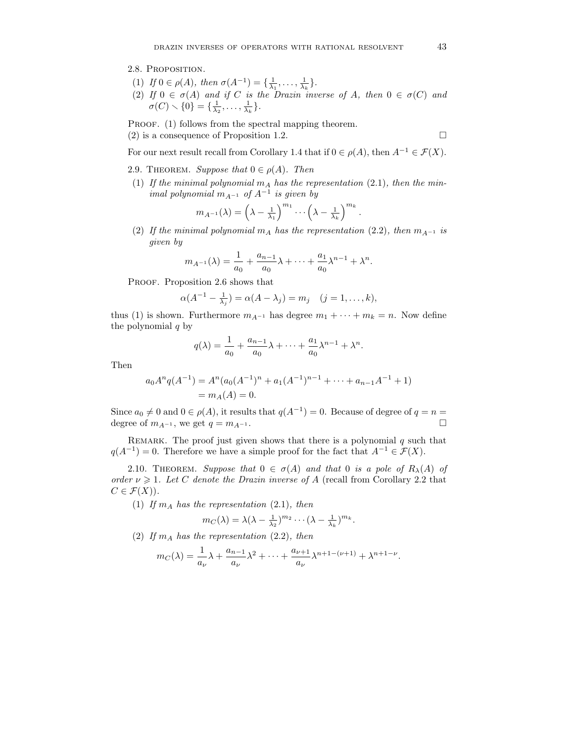2.8. Proposition.

(1) *If* $0 \in \rho(A)$, *then* $\sigma(A^{-1}) = \{\frac{1}{\lambda_1}, \dots, \frac{1}{\lambda_k}\}$.

(2) *If* $0 \in \sigma(A)$ *and if* $C$ *is the Drazin inverse of* $A$, *then* $0 \in \sigma(C)$ *and* $\sigma(C) \setminus \{0\} = \{\frac{1}{\lambda_2}, \dots, \frac{1}{\lambda_k}\}$.

Proof. (1) follows from the spectral mapping theorem.
(2) is a consequence of Proposition 1.2. □

For our next result recall from Corollary 1.4 that if $0 \in \rho(A)$, then $A^{-1} \in \mathcal{F}(X)$.

2.9. Theorem. *Suppose that* $0 \in \rho(A)$. *Then*

(1) *If the minimal polynomial* $m_A$ *has the representation* (2.1), *then the minimal polynomial* $m_{A^{-1}}$ *of* $A^{-1}$ *is given by*

$$m_{A^{-1}}(\lambda) = \left(\lambda - \tfrac{1}{\lambda_1}\right)^{m_1} \cdots \left(\lambda - \tfrac{1}{\lambda_k}\right)^{m_k}.$$

(2) *If the minimal polynomial* $m_A$ *has the representation* (2.2), *then* $m_{A^{-1}}$ *is given by*

$$m_{A^{-1}}(\lambda) = \frac{1}{a_0} + \frac{a_{n-1}}{a_0}\lambda + \cdots + \frac{a_1}{a_0}\lambda^{n-1} + \lambda^n.$$

Proof. Proposition 2.6 shows that

$$\alpha(A^{-1} - \tfrac{1}{\lambda_j}) = \alpha(A - \lambda_j) = m_j \quad (j = 1, \dots, k),$$

thus (1) is shown. Furthermore $m_{A^{-1}}$ has degree $m_1 + \cdots + m_k = n$. Now define the polynomial $q$ by

$$q(\lambda) = \frac{1}{a_0} + \frac{a_{n-1}}{a_0}\lambda + \cdots + \frac{a_1}{a_0}\lambda^{n-1} + \lambda^n.$$

Then

$$\begin{aligned} a_0 A^n q(A^{-1}) &= A^n(a_0(A^{-1})^n + a_1(A^{-1})^{n-1} + \cdots + a_{n-1}A^{-1} + 1) \\ &= m_A(A) = 0. \end{aligned}$$

Since $a_0 \neq 0$ and $0 \in \rho(A)$, it results that $q(A^{-1}) = 0$. Because of degree of $q = n =$ degree of $m_{A^{-1}}$, we get $q = m_{A^{-1}}$. □

Remark. The proof just given shows that there is a polynomial $q$ such that $q(A^{-1}) = 0$. Therefore we have a simple proof for the fact that $A^{-1} \in \mathcal{F}(X)$.

2.10. Theorem. *Suppose that* $0 \in \sigma(A)$ *and that* $0$ *is a pole of* $R_\lambda(A)$ *of order* $\nu \geqslant 1$. *Let* $C$ *denote the Drazin inverse of* $A$ (recall from Corollary 2.2 that $C \in \mathcal{F}(X)$).

(1) *If* $m_A$ *has the representation* (2.1), *then*

$$m_C(\lambda) = \lambda(\lambda - \tfrac{1}{\lambda_2})^{m_2} \cdots (\lambda - \tfrac{1}{\lambda_k})^{m_k}.$$

(2) *If* $m_A$ *has the representation* (2.2), *then*

$$m_C(\lambda) = \frac{1}{a_\nu}\lambda + \frac{a_{n-1}}{a_\nu}\lambda^2 + \cdots + \frac{a_{\nu+1}}{a_\nu}\lambda^{n+1-(\nu+1)} + \lambda^{n+1-\nu}.$$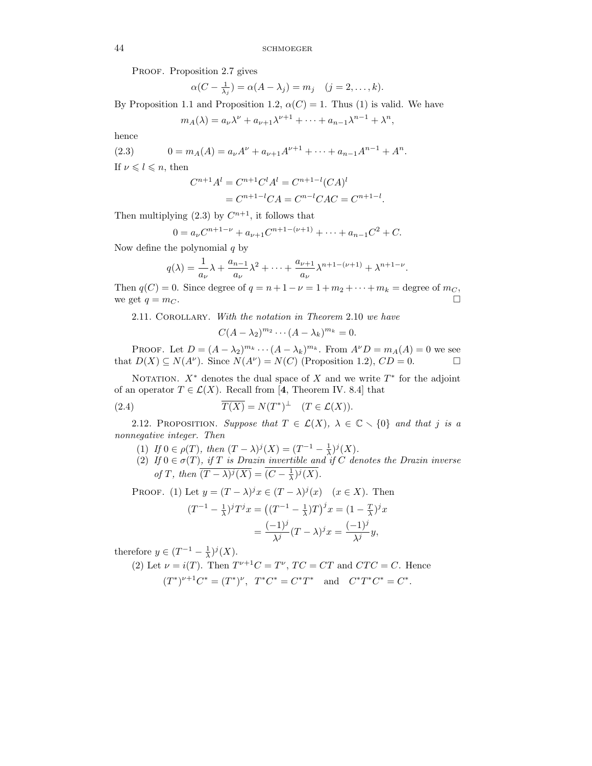PROOF. Proposition 2.7 gives

$$\alpha(C - \tfrac{1}{\lambda_j}) = \alpha(A - \lambda_j) = m_j \quad (j = 2, \ldots, k).$$

By Proposition 1.1 and Proposition 1.2, $\alpha(C) = 1$. Thus (1) is valid. We have

$$m_A(\lambda) = a_\nu \lambda^\nu + a_{\nu+1}\lambda^{\nu+1} + \cdots + a_{n-1}\lambda^{n-1} + \lambda^n,$$

hence

$$0 = m_A(A) = a_\nu A^\nu + a_{\nu+1}A^{\nu+1} + \cdots + a_{n-1}A^{n-1} + A^n. \tag{2.3}$$

If $\nu \leqslant l \leqslant n$, then

$$\begin{aligned} C^{n+1}A^l &= C^{n+1}C^l A^l = C^{n+1-l}(CA)^l \\ &= C^{n+1-l}CA = C^{n-l}CAC = C^{n+1-l}. \end{aligned}$$

Then multiplying (2.3) by $C^{n+1}$, it follows that

$$0 = a_\nu C^{n+1-\nu} + a_{\nu+1}C^{n+1-(\nu+1)} + \cdots + a_{n-1}C^2 + C.$$

Now define the polynomial $q$ by

$$q(\lambda) = \frac{1}{a_\nu}\lambda + \frac{a_{n-1}}{a_\nu}\lambda^2 + \cdots + \frac{a_{\nu+1}}{a_\nu}\lambda^{n+1-(\nu+1)} + \lambda^{n+1-\nu}.$$

Then $q(C) = 0$. Since degree of $q = n + 1 - \nu = 1 + m_2 + \cdots + m_k =$ degree of $m_C$, we get $q = m_C$. $\square$

2.11. COROLLARY. *With the notation in Theorem* 2.10 *we have*

$$C(A - \lambda_2)^{m_2} \cdots (A - \lambda_k)^{m_k} = 0.$$

PROOF. Let $D = (A - \lambda_2)^{m_k} \cdots (A - \lambda_k)^{m_k}$. From $A^\nu D = m_A(A) = 0$ we see that $D(X) \subseteq N(A^\nu)$. Since $N(A^\nu) = N(C)$ (Proposition 1.2), $CD = 0$. $\square$

NOTATION. $X^*$ denotes the dual space of $X$ and we write $T^*$ for the adjoint of an operator $T \in \mathcal{L}(X)$. Recall from [**4**, Theorem IV. 8.4] that

$$\overline{T(X)} = N(T^*)^\perp \quad (T \in \mathcal{L}(X)). \tag{2.4}$$

2.12. PROPOSITION. *Suppose that $T \in \mathcal{L}(X)$, $\lambda \in \mathbb{C} \setminus \{0\}$ and that $j$ is a nonnegative integer. Then*

(1) *If $0 \in \rho(T)$, then $(T - \lambda)^j(X) = (T^{-1} - \frac{1}{\lambda})^j(X)$.*
(2) *If $0 \in \sigma(T)$, if $T$ is Drazin invertible and if $C$ denotes the Drazin inverse of $T$, then $\overline{(T - \lambda)^j(X)} = \overline{(C - \frac{1}{\lambda})^j(X)}$.*

PROOF. (1) Let $y = (T - \lambda)^j x \in (T - \lambda)^j(x) \quad (x \in X)$. Then

$$\begin{aligned} (T^{-1} - \tfrac{1}{\lambda})^j T^j x &= \big((T^{-1} - \tfrac{1}{\lambda})T\big)^j x = (1 - \tfrac{T}{\lambda})^j x \\ &= \frac{(-1)^j}{\lambda^j}(T - \lambda)^j x = \frac{(-1)^j}{\lambda^j} y, \end{aligned}$$

therefore $y \in (T^{-1} - \frac{1}{\lambda})^j(X)$.

(2) Let $\nu = i(T)$. Then $T^{\nu+1}C = T^\nu$, $TC = CT$ and $CTC = C$. Hence

$$(T^*)^{\nu+1}C^* = (T^*)^\nu, \;\; T^*C^* = C^*T^* \quad \text{and} \quad C^*T^*C^* = C^*.$$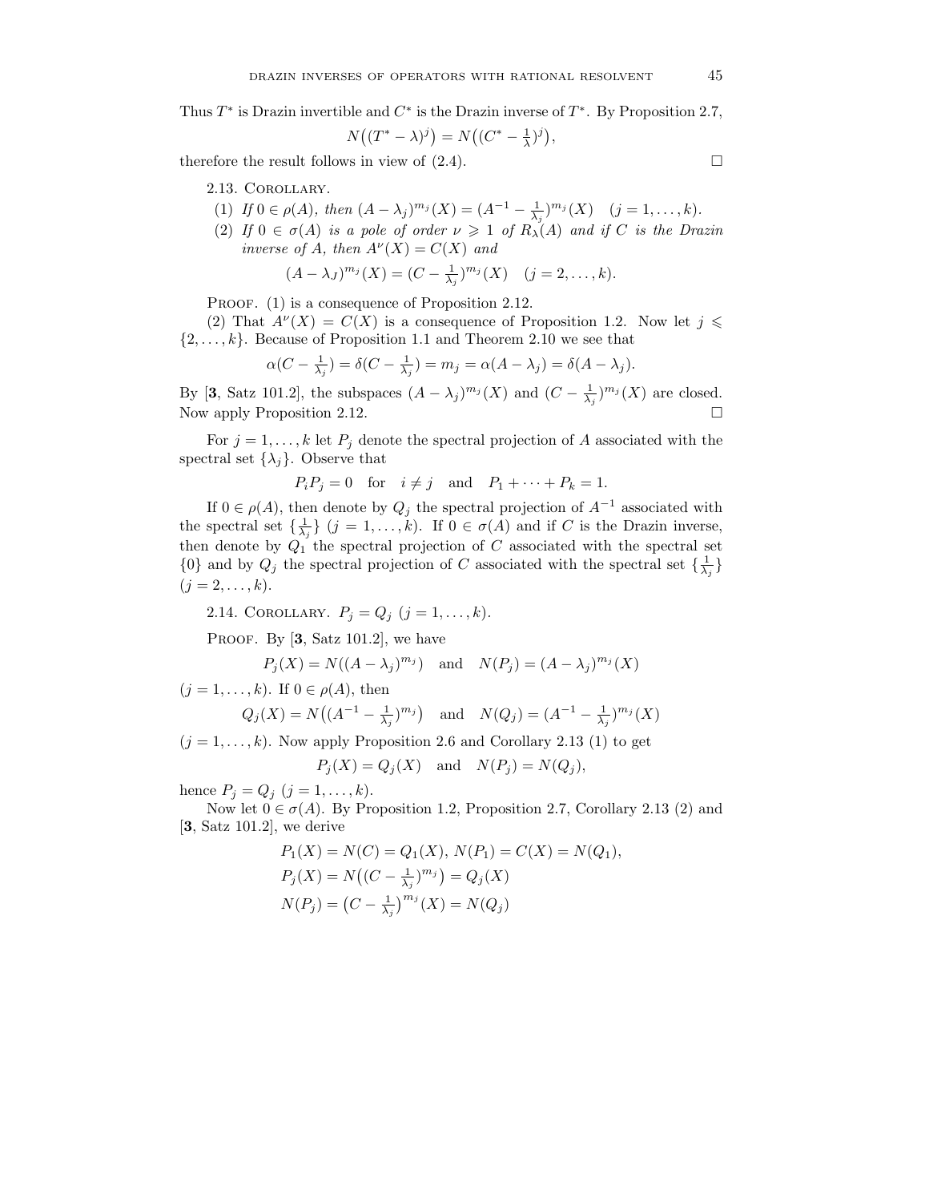Thus $T^*$ is Drazin invertible and $C^*$ is the Drazin inverse of $T^*$. By Proposition 2.7,

$$N\big((T^* - \lambda)^j\big) = N\big((C^* - \tfrac{1}{\lambda})^j\big),$$

therefore the result follows in view of (2.4). $\square$

2.13. Corollary.

(1) *If $0 \in \rho(A)$, then $(A - \lambda_j)^{m_j}(X) = (A^{-1} - \frac{1}{\lambda_j})^{m_j}(X) \quad (j = 1, \ldots, k)$.*

(2) *If $0 \in \sigma(A)$ is a pole of order $\nu \geqslant 1$ of $R_\lambda(A)$ and if $C$ is the Drazin inverse of $A$, then $A^\nu(X) = C(X)$ and*

$$(A - \lambda_J)^{m_j}(X) = (C - \tfrac{1}{\lambda_j})^{m_j}(X) \quad (j = 2, \ldots, k).$$

Proof. (1) is a consequence of Proposition 2.12.

(2) That $A^\nu(X) = C(X)$ is a consequence of Proposition 1.2. Now let $j \leqslant \{2, \ldots, k\}$. Because of Proposition 1.1 and Theorem 2.10 we see that

$$\alpha(C - \tfrac{1}{\lambda_j}) = \delta(C - \tfrac{1}{\lambda_j}) = m_j = \alpha(A - \lambda_j) = \delta(A - \lambda_j).$$

By [**3**, Satz 101.2], the subspaces $(A - \lambda_j)^{m_j}(X)$ and $(C - \frac{1}{\lambda_j})^{m_j}(X)$ are closed. Now apply Proposition 2.12. $\square$

For $j = 1, \ldots, k$ let $P_j$ denote the spectral projection of $A$ associated with the spectral set $\{\lambda_j\}$. Observe that

$$P_i P_j = 0 \quad \text{for} \quad i \neq j \quad \text{and} \quad P_1 + \cdots + P_k = 1.$$

If $0 \in \rho(A)$, then denote by $Q_j$ the spectral projection of $A^{-1}$ associated with the spectral set $\{\frac{1}{\lambda_j}\}$ $(j = 1, \ldots, k)$. If $0 \in \sigma(A)$ and if $C$ is the Drazin inverse, then denote by $Q_1$ the spectral projection of $C$ associated with the spectral set $\{0\}$ and by $Q_j$ the spectral projection of $C$ associated with the spectral set $\{\frac{1}{\lambda_j}\}$ $(j = 2, \ldots, k)$.

2.14. Corollary. *$P_j = Q_j$ $(j = 1, \ldots, k)$.*

Proof. By [**3**, Satz 101.2], we have

$$P_j(X) = N((A - \lambda_j)^{m_j}) \quad \text{and} \quad N(P_j) = (A - \lambda_j)^{m_j}(X)$$

$(j = 1, \ldots, k)$. If $0 \in \rho(A)$, then

$$Q_j(X) = N\big((A^{-1} - \tfrac{1}{\lambda_j})^{m_j}\big) \quad \text{and} \quad N(Q_j) = (A^{-1} - \tfrac{1}{\lambda_j})^{m_j}(X)$$

$(j = 1, \ldots, k)$. Now apply Proposition 2.6 and Corollary 2.13 (1) to get

$$P_j(X) = Q_j(X) \quad \text{and} \quad N(P_j) = N(Q_j),$$

hence $P_j = Q_j$ $(j = 1, \ldots, k)$.

Now let $0 \in \sigma(A)$. By Proposition 1.2, Proposition 2.7, Corollary 2.13 (2) and [**3**, Satz 101.2], we derive

$$P_1(X) = N(C) = Q_1(X),\ N(P_1) = C(X) = N(Q_1),$$

$$P_j(X) = N\big((C - \tfrac{1}{\lambda_j})^{m_j}\big) = Q_j(X)$$

$$N(P_j) = \big(C - \tfrac{1}{\lambda_j}\big)^{m_j}(X) = N(Q_j)$$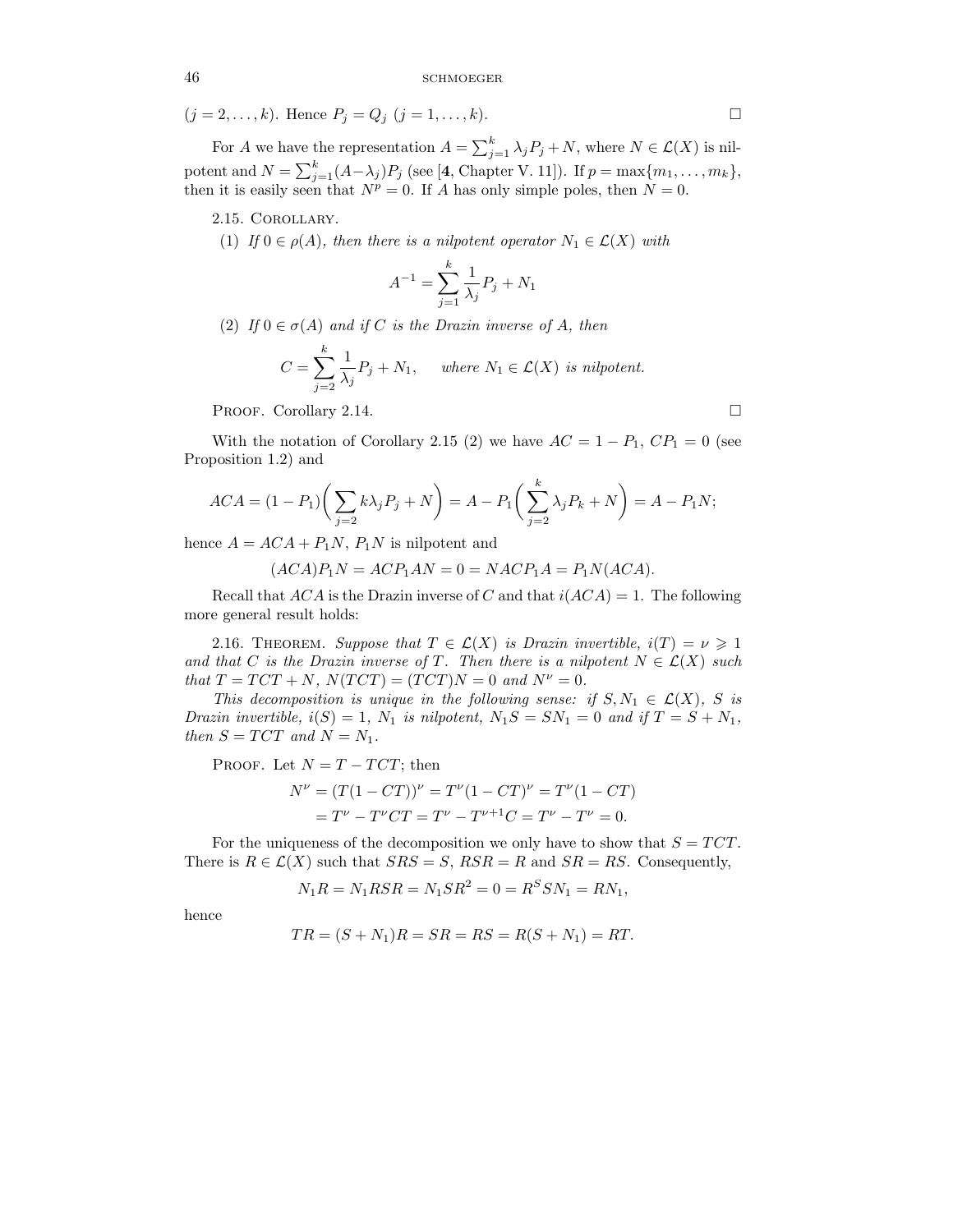$(j = 2, \ldots, k)$. Hence $P_j = Q_j$ $(j = 1, \ldots, k)$. $\square$

For $A$ we have the representation $A = \sum_{j=1}^{k} \lambda_j P_j + N$, where $N \in \mathcal{L}(X)$ is nilpotent and $N = \sum_{j=1}^{k} (A - \lambda_j) P_j$ (see [**4**, Chapter V. 11]). If $p = \max\{m_1, \ldots, m_k\}$, then it is easily seen that $N^p = 0$. If $A$ has only simple poles, then $N = 0$.

2.15. Corollary.

(1) *If $0 \in \rho(A)$, then there is a nilpotent operator $N_1 \in \mathcal{L}(X)$ with*

$$A^{-1} = \sum_{j=1}^{k} \frac{1}{\lambda_j} P_j + N_1$$

(2) *If $0 \in \sigma(A)$ and if $C$ is the Drazin inverse of $A$, then*

$$C = \sum_{j=2}^{k} \frac{1}{\lambda_j} P_j + N_1, \qquad \textit{where } N_1 \in \mathcal{L}(X) \textit{ is nilpotent.}$$

Proof. Corollary 2.14. $\square$

With the notation of Corollary 2.15 (2) we have $AC = 1 - P_1$, $CP_1 = 0$ (see Proposition 1.2) and

$$ACA = (1 - P_1)\bigg( \sum_{j=2} k\lambda_j P_j + N \bigg) = A - P_1 \bigg( \sum_{j=2}^{k} \lambda_j P_k + N \bigg) = A - P_1 N;$$

hence $A = ACA + P_1 N$, $P_1 N$ is nilpotent and

$$(ACA) P_1 N = ACP_1 AN = 0 = NACP_1 A = P_1 N (ACA).$$

Recall that $ACA$ is the Drazin inverse of $C$ and that $i(ACA) = 1$. The following more general result holds:

2.16. Theorem. *Suppose that $T \in \mathcal{L}(X)$ is Drazin invertible, $i(T) = \nu \geqslant 1$ and that $C$ is the Drazin inverse of $T$. Then there is a nilpotent $N \in \mathcal{L}(X)$ such that $T = TCT + N$, $N(TCT) = (TCT)N = 0$ and $N^\nu = 0$.*

*This decomposition is unique in the following sense: if $S, N_1 \in \mathcal{L}(X)$, $S$ is Drazin invertible, $i(S) = 1$, $N_1$ is nilpotent, $N_1 S = S N_1 = 0$ and if $T = S + N_1$, then $S = TCT$ and $N = N_1$.*

Proof. Let $N = T - TCT$; then

$$\begin{aligned} N^\nu &= (T(1 - CT))^\nu = T^\nu (1 - CT)^\nu = T^\nu (1 - CT) \\ &= T^\nu - T^\nu CT = T^\nu - T^{\nu+1} C = T^\nu - T^\nu = 0. \end{aligned}$$

For the uniqueness of the decomposition we only have to show that $S = TCT$. There is $R \in \mathcal{L}(X)$ such that $SRS = S$, $RSR = R$ and $SR = RS$. Consequently,

$$N_1 R = N_1 RSR = N_1 SR^2 = 0 = R^S S N_1 = R N_1,$$

hence

$$TR = (S + N_1) R = SR = RS = R(S + N_1) = RT.$$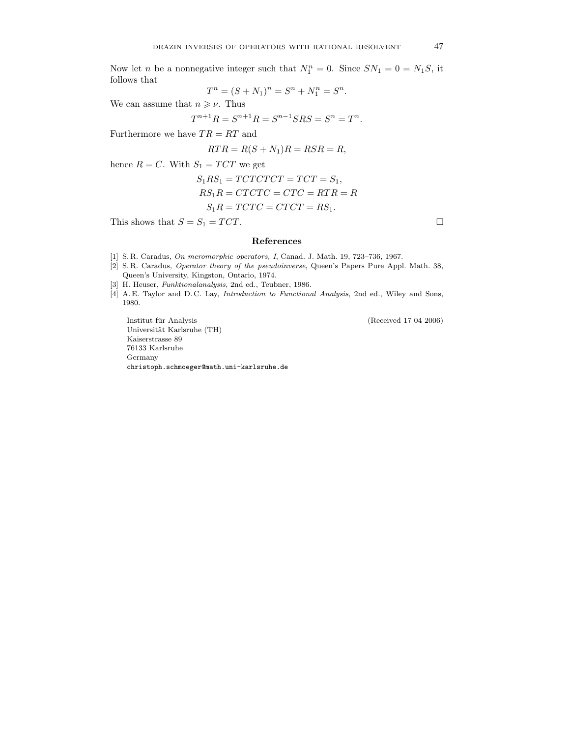Now let $n$ be a nonnegative integer such that $N_1^n = 0$. Since $SN_1 = 0 = N_1S$, it follows that

$$T^n = (S + N_1)^n = S^n + N_1^n = S^n.$$

We can assume that $n \geqslant \nu$. Thus

$$T^{n+1}R = S^{n+1}R = S^{n-1}SRS = S^n = T^n.$$

Furthermore we have $TR = RT$ and

$$RTR = R(S + N_1)R = RSR = R,$$

hence $R = C$. With $S_1 = TCT$ we get

$$S_1RS_1 = TCTCTCT = TCT = S_1,$$
$$RS_1R = CTCTC = CTC = RTR = R$$
$$S_1R = TCTC = CTCT = RS_1.$$

This shows that $S = S_1 = TCT$. □

## References

[1] S. R. Caradus, *On meromorphic operators, I*, Canad. J. Math. 19, 723–736, 1967.

[2] S. R. Caradus, *Operator theory of the pseudoinverse*, Queen's Papers Pure Appl. Math. 38, Queen's University, Kingston, Ontario, 1974.

[3] H. Heuser, *Funktionalanalysis*, 2nd ed., Teubner, 1986.

[4] A. E. Taylor and D. C. Lay, *Introduction to Functional Analysis*, 2nd ed., Wiley and Sons, 1980.

Institut für Analysis
Universität Karlsruhe (TH)
Kaiserstrasse 89
76133 Karlsruhe
Germany
christoph.schmoeger@math.uni-karlsruhe.de

(Received 17 04 2006)